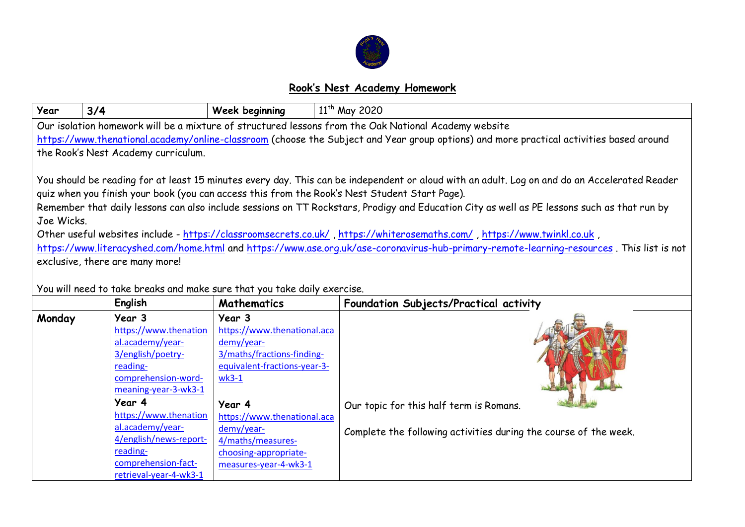# Rook's Nest Academy Homework

| Year | 3/4 | Week beginning | 11th May 2020 |
|---|---|---|---|

Our isolation homework will be a mixture of structured lessons from the Oak National Academy website https://www.thenational.academy/online-classroom (choose the Subject and Year group options) and more practical activities based around the Rook's Nest Academy curriculum.

You should be reading for at least 15 minutes every day. This can be independent or aloud with an adult. Log on and do an Accelerated Reader quiz when you finish your book (you can access this from the Rook's Nest Student Start Page).

Remember that daily lessons can also include sessions on TT Rockstars, Prodigy and Education City as well as PE lessons such as that run by Joe Wicks.

Other useful websites include - https://classroomsecrets.co.uk/ , https://whiterosemaths.com/ , https://www.twinkl.co.uk , https://www.literacyshed.com/home.html and https://www.ase.org.uk/ase-coronavirus-hub-primary-remote-learning-resources . This list is not exclusive, there are many more!

You will need to take breaks and make sure that you take daily exercise.

| | English | Mathematics | Foundation Subjects/Practical activity |
|---|---|---|---|
| **Monday** | **Year 3** https://www.thenational.academy/year-3/english/poetry-reading-comprehension-word-meaning-year-3-wk3-1 **Year 4** https://www.thenational.academy/year-4/english/news-report-reading-comprehension-fact-retrieval-year-4-wk3-1 | **Year 3** https://www.thenational.academy/year-3/maths/fractions-finding-equivalent-fractions-year-3-wk3-1 **Year 4** https://www.thenational.academy/year-4/maths/measures-choosing-appropriate-measures-year-4-wk3-1 | Our topic for this half term is Romans. Complete the following activities during the course of the week. |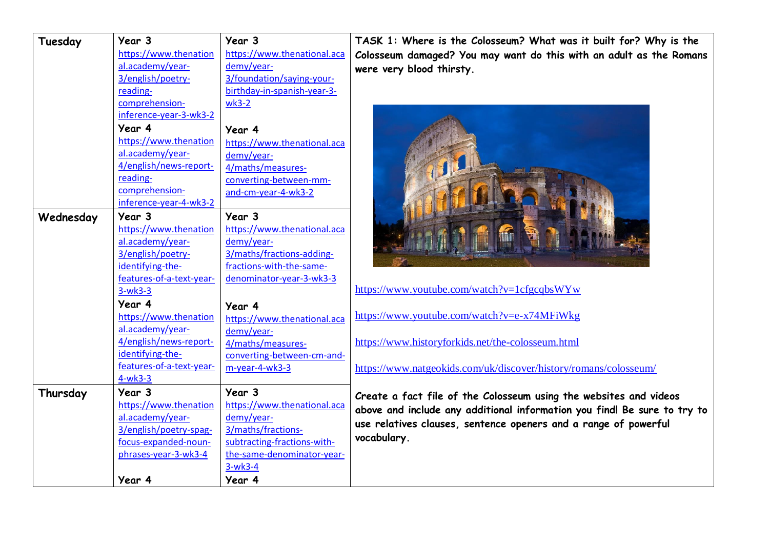| | | | |
|---|---|---|---|
| **Tuesday** | **Year 3** https://www.thenational.academy/year-3/english/poetry-reading-comprehension-inference-year-3-wk3-2 **Year 4** https://www.thenational.academy/year-4/english/news-report-reading-comprehension-inference-year-4-wk3-2 | **Year 3** https://www.thenational.academy/year-3/foundation/saying-your-birthday-in-spanish-year-3-wk3-2 **Year 4** https://www.thenational.academy/year-4/maths/measures-converting-between-mm-and-cm-year-4-wk3-2 | **TASK 1: Where is the Colosseum? What was it built for? Why is the Colosseum damaged? You may want do this with an adult as the Romans were very blood thirsty.** https://www.youtube.com/watch?v=1cfgcqbsWYw https://www.youtube.com/watch?v=e-x74MFiWkg https://www.historyforkids.net/the-colosseum.html https://www.natgeokids.com/uk/discover/history/romans/colosseum/ **Create a fact file of the Colosseum using the websites and videos above and include any additional information you find! Be sure to try to use relatives clauses, sentence openers and a range of powerful vocabulary.** |
| **Wednesday** | **Year 3** https://www.thenational.academy/year-3/english/poetry-identifying-the-features-of-a-text-year-3-wk3-3 **Year 4** https://www.thenational.academy/year-4/english/news-report-identifying-the-features-of-a-text-year-4-wk3-3 | **Year 3** https://www.thenational.academy/year-3/maths/fractions-adding-fractions-with-the-same-denominator-year-3-wk3-3 **Year 4** https://www.thenational.academy/year-4/maths/measures-converting-between-cm-and-m-year-4-wk3-3 | |
| **Thursday** | **Year 3** https://www.thenational.academy/year-3/english/poetry-spag-focus-expanded-noun-phrases-year-3-wk3-4 **Year 4** | **Year 3** https://www.thenational.academy/year-3/maths/fractions-subtracting-fractions-with-the-same-denominator-year-3-wk3-4 **Year 4** | |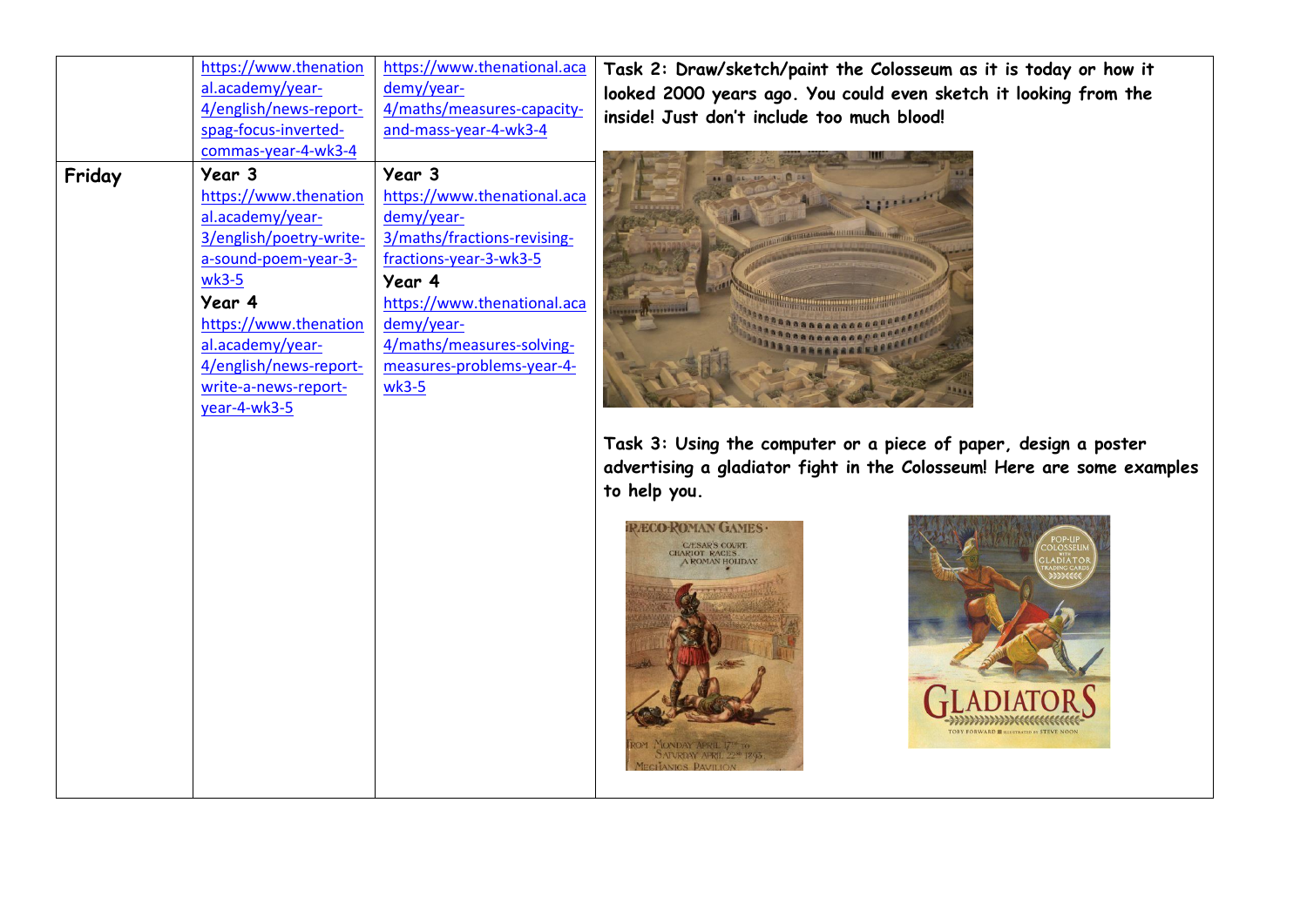| | | | |
|---|---|---|---|
| | https://www.thenational.academy/year-4/english/news-report-spag-focus-inverted-commas-year-4-wk3-4 | https://www.thenational.academy/year-4/maths/measures-capacity-and-mass-year-4-wk3-4 | **Task 2: Draw/sketch/paint the Colosseum as it is today or how it looked 2000 years ago. You could even sketch it looking from the inside! Just don't include too much blood!** |
| **Friday** | **Year 3** https://www.thenational.academy/year-3/english/poetry-write-a-sound-poem-year-3-wk3-5 **Year 4** https://www.thenational.academy/year-4/english/news-report-write-a-news-report-year-4-wk3-5 | **Year 3** https://www.thenational.academy/year-3/maths/fractions-revising-fractions-year-3-wk3-5 **Year 4** https://www.thenational.academy/year-4/maths/measures-solving-measures-problems-year-4-wk3-5 | **Task 3: Using the computer or a piece of paper, design a poster advertising a gladiator fight in the Colosseum! Here are some examples to help you.** |